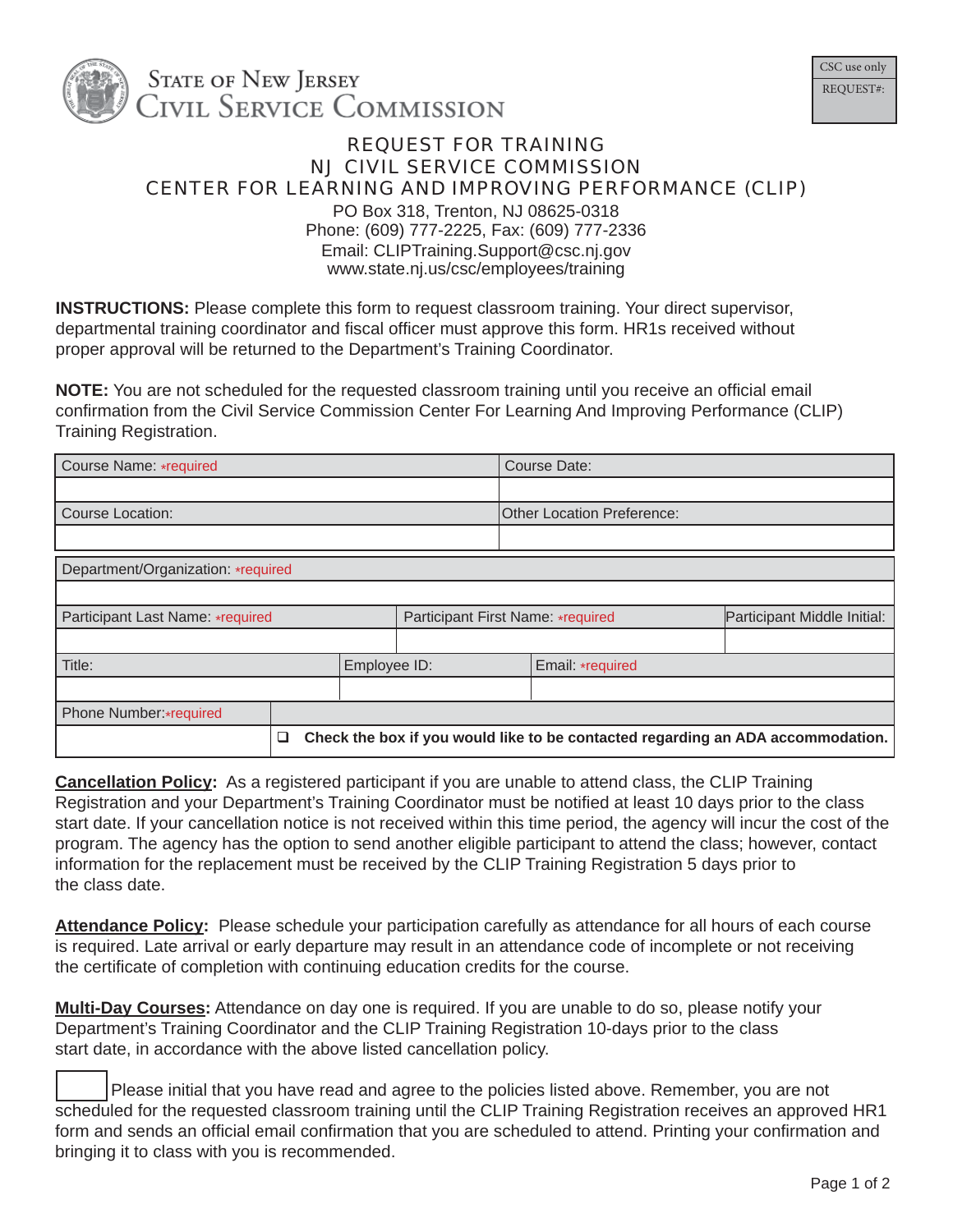State of New Jersey
Civil Service Commission

| CSC use only |
| --- |
| REQUEST#: |

# REQUEST FOR TRAINING
## NJ CIVIL SERVICE COMMISSION
## CENTER FOR LEARNING AND IMPROVING PERFORMANCE (CLIP)

PO Box 318, Trenton, NJ 08625-0318
Phone: (609) 777-2225, Fax: (609) 777-2336
Email: CLIPTraining.Support@csc.nj.gov
www.state.nj.us/csc/employees/training

**INSTRUCTIONS:** Please complete this form to request classroom training. Your direct supervisor, departmental training coordinator and fiscal officer must approve this form. HR1s received without proper approval will be returned to the Department's Training Coordinator.

**NOTE:** You are not scheduled for the requested classroom training until you receive an official email confirmation from the Civil Service Commission Center For Learning And Improving Performance (CLIP) Training Registration.

| Course Name: *required | Course Date: |
| --- | --- |
| | |
| Course Location: | Other Location Preference: |
| | |

| Department/Organization: *required | | |
| --- | --- | --- |
| | | |
| Participant Last Name: *required | Participant First Name: *required | Participant Middle Initial: |
| | | |

| Title: | Employee ID: | Email: *required |
| --- | --- | --- |
| | | |

| Phone Number: *required | |
| --- | --- |
| | ☐ **Check the box if you would like to be contacted regarding an ADA accommodation.** |

**Cancellation Policy:** As a registered participant if you are unable to attend class, the CLIP Training Registration and your Department's Training Coordinator must be notified at least 10 days prior to the class start date. If your cancellation notice is not received within this time period, the agency will incur the cost of the program. The agency has the option to send another eligible participant to attend the class; however, contact information for the replacement must be received by the CLIP Training Registration 5 days prior to the class date.

**Attendance Policy:** Please schedule your participation carefully as attendance for all hours of each course is required. Late arrival or early departure may result in an attendance code of incomplete or not receiving the certificate of completion with continuing education credits for the course.

**Multi-Day Courses:** Attendance on day one is required. If you are unable to do so, please notify your Department's Training Coordinator and the CLIP Training Registration 10-days prior to the class start date, in accordance with the above listed cancellation policy.

☐ Please initial that you have read and agree to the policies listed above. Remember, you are not scheduled for the requested classroom training until the CLIP Training Registration receives an approved HR1 form and sends an official email confirmation that you are scheduled to attend. Printing your confirmation and bringing it to class with you is recommended.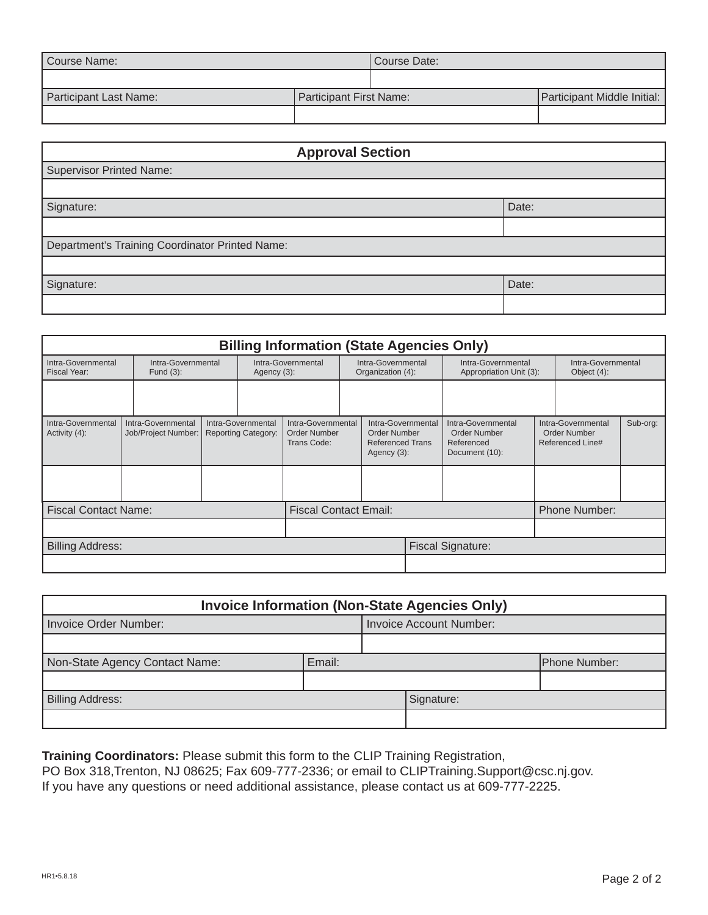| Course Name: | Course Date: |
|---|---|
| | |

| Participant Last Name: | Participant First Name: | Participant Middle Initial: |
|---|---|---|
| | | |

## Approval Section

| Supervisor Printed Name: | |
|---|---|
| | |
| Signature: | Date: |
| | |
| Department's Training Coordinator Printed Name: | |
| | |
| Signature: | Date: |
| | |

## Billing Information (State Agencies Only)

| Intra-Governmental Fiscal Year: | Intra-Governmental Fund (3): | Intra-Governmental Agency (3): | Intra-Governmental Organization (4): | Intra-Governmental Appropriation Unit (3): | Intra-Governmental Object (4): |
|---|---|---|---|---|---|
| | | | | | |

| Intra-Governmental Activity (4): | Intra-Governmental Job/Project Number: | Intra-Governmental Reporting Category: | Intra-Governmental Order Number Trans Code: | Intra-Governmental Order Number Referenced Trans Agency (3): | Intra-Governmental Order Number Referenced Document (10): | Intra-Governmental Order Number Referenced Line# | Sub-org: |
|---|---|---|---|---|---|---|---|
| | | | | | | | |

| Fiscal Contact Name: | Fiscal Contact Email: | Phone Number: |
|---|---|---|
| | | |

| Billing Address: | Fiscal Signature: |
|---|---|
| | |

## Invoice Information (Non-State Agencies Only)

| Invoice Order Number: | Invoice Account Number: |
|---|---|
| | |

| Non-State Agency Contact Name: | Email: | Phone Number: |
|---|---|---|
| | | |

| Billing Address: | Signature: |
|---|---|
| | |

**Training Coordinators:** Please submit this form to the CLIP Training Registration, PO Box 318,Trenton, NJ 08625; Fax 609-777-2336; or email to CLIPTraining.Support@csc.nj.gov. If you have any questions or need additional assistance, please contact us at 609-777-2225.

HR1•5.8.18